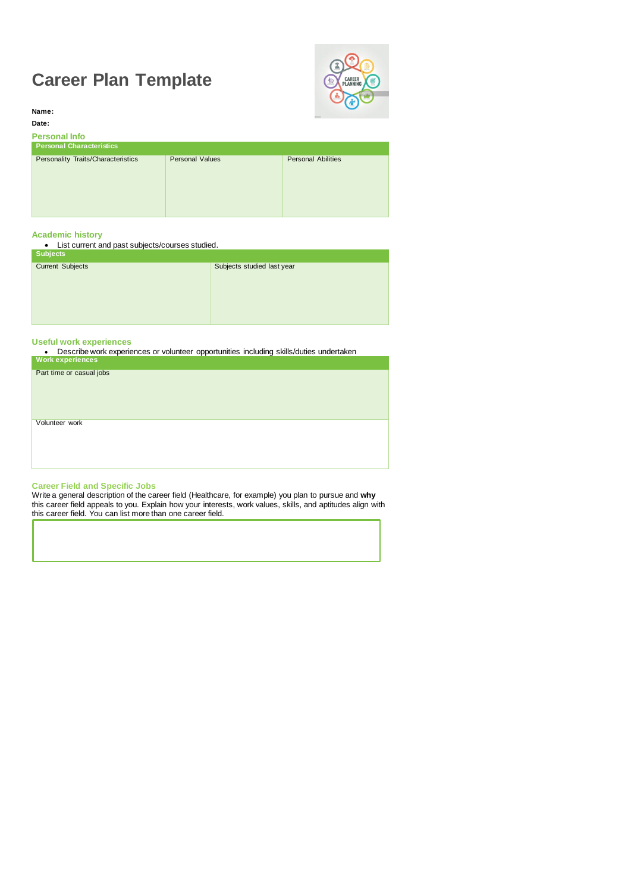# Career Plan Template

**Name:**

**Date:**

## Personal Info

| Personal Characteristics | | |
|---|---|---|
| Personality Traits/Characteristics | Personal Values | Personal Abilities |

## Academic history

- List current and past subjects/courses studied.

| Subjects | |
|---|---|
| Current Subjects | Subjects studied last year |

## Useful work experiences

- Describe work experiences or volunteer opportunities including skills/duties undertaken

| Work experiences |
|---|
| Part time or casual jobs |
| Volunteer work |

## Career Field and Specific Jobs

Write a general description of the career field (Healthcare, for example) you plan to pursue and **why** this career field appeals to you. Explain how your interests, work values, skills, and aptitudes align with this career field. You can list more than one career field.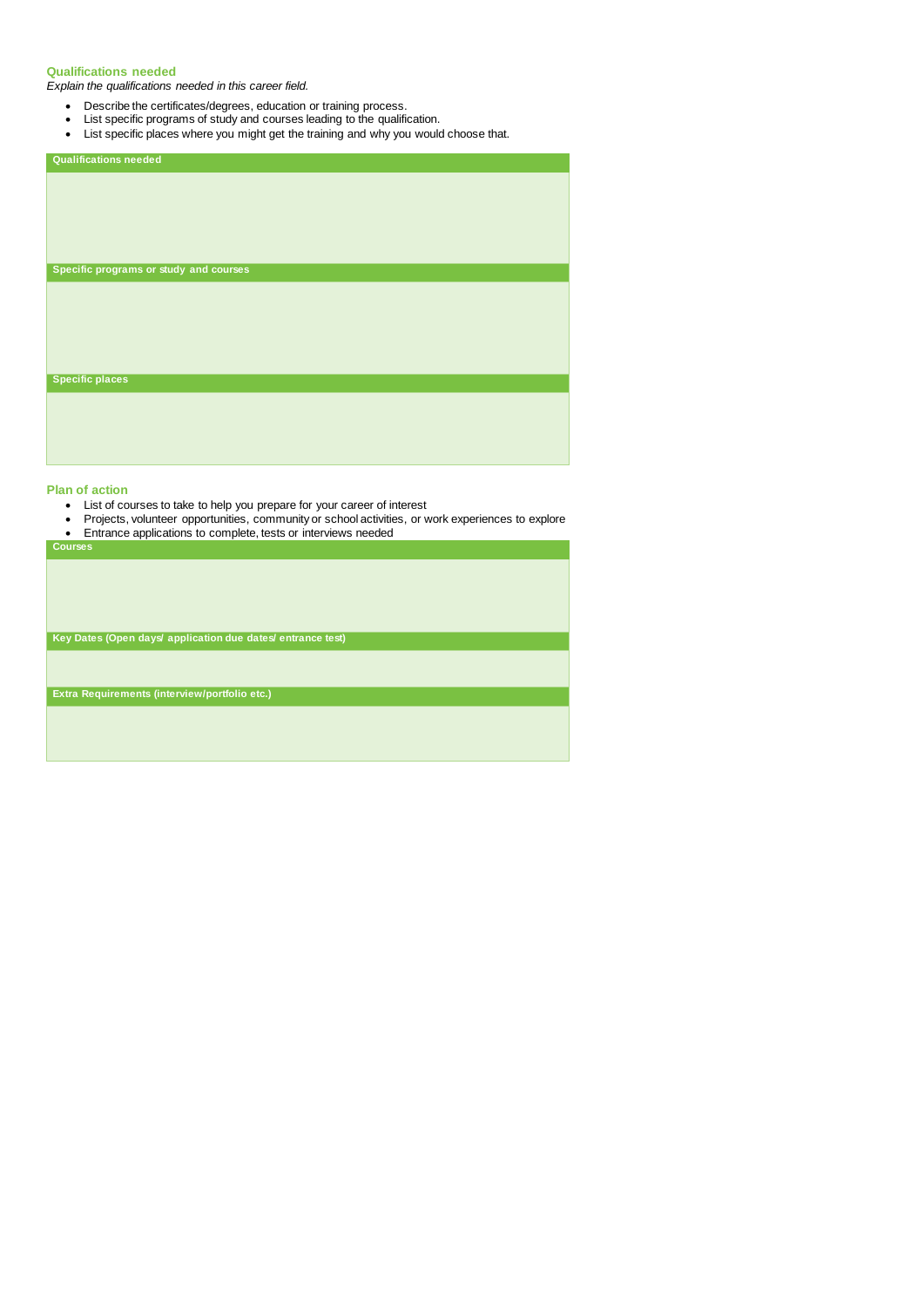## Qualifications needed

*Explain the qualifications needed in this career field.*

- Describe the certificates/degrees, education or training process.
- List specific programs of study and courses leading to the qualification.
- List specific places where you might get the training and why you would choose that.

| Qualifications needed |
|---|
| |
| **Specific programs or study and courses** |
| |
| **Specific places** |
| |

## Plan of action

- List of courses to take to help you prepare for your career of interest
- Projects, volunteer opportunities, community or school activities, or work experiences to explore
- Entrance applications to complete, tests or interviews needed

| Courses |
|---|
| |
| **Key Dates (Open days/ application due dates/ entrance test)** |
| |
| **Extra Requirements (interview/portfolio etc.)** |
| |